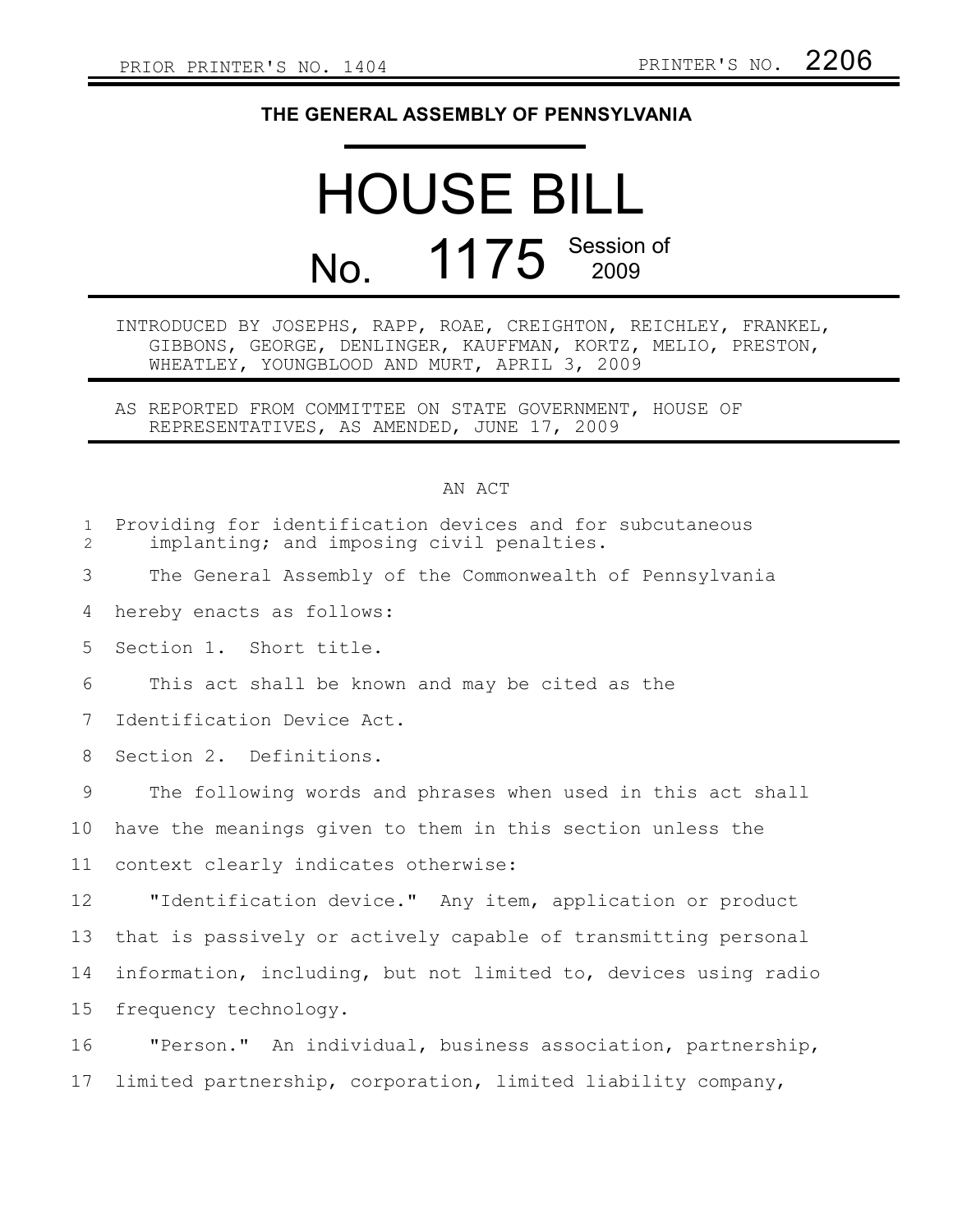PRIOR PRINTER'S NO. 1404 PRINTER'S NO. 2206

# THE GENERAL ASSEMBLY OF PENNSYLVANIA

# HOUSE BILL

## No. 1175 Session of 2009

INTRODUCED BY JOSEPHS, RAPP, ROAE, CREIGHTON, REICHLEY, FRANKEL, GIBBONS, GEORGE, DENLINGER, KAUFFMAN, KORTZ, MELIO, PRESTON, WHEATLEY, YOUNGBLOOD AND MURT, APRIL 3, 2009

AS REPORTED FROM COMMITTEE ON STATE GOVERNMENT, HOUSE OF REPRESENTATIVES, AS AMENDED, JUNE 17, 2009

AN ACT

Providing for identification devices and for subcutaneous implanting; and imposing civil penalties.

The General Assembly of the Commonwealth of Pennsylvania hereby enacts as follows:

Section 1. Short title.

This act shall be known and may be cited as the Identification Device Act.

Section 2. Definitions.

The following words and phrases when used in this act shall have the meanings given to them in this section unless the context clearly indicates otherwise:

"Identification device." Any item, application or product that is passively or actively capable of transmitting personal information, including, but not limited to, devices using radio frequency technology.

"Person." An individual, business association, partnership, limited partnership, corporation, limited liability company,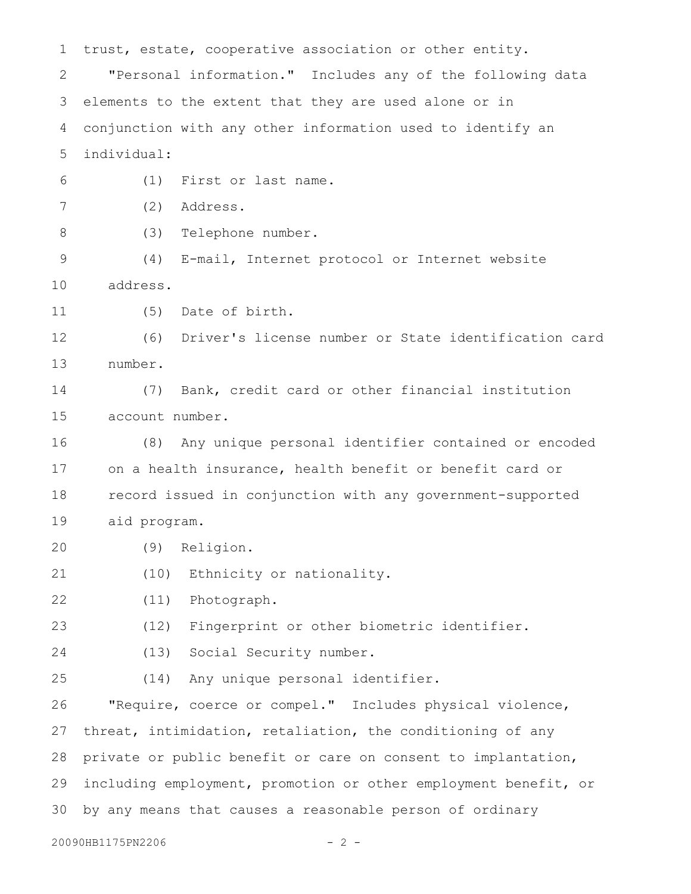trust, estate, cooperative association or other entity.

"Personal information." Includes any of the following data elements to the extent that they are used alone or in conjunction with any other information used to identify an individual:

(1) First or last name.

(2) Address.

(3) Telephone number.

(4) E-mail, Internet protocol or Internet website address.

(5) Date of birth.

(6) Driver's license number or State identification card number.

(7) Bank, credit card or other financial institution account number.

(8) Any unique personal identifier contained or encoded on a health insurance, health benefit or benefit card or record issued in conjunction with any government-supported aid program.

(9) Religion.

(10) Ethnicity or nationality.

(11) Photograph.

(12) Fingerprint or other biometric identifier.

(13) Social Security number.

(14) Any unique personal identifier.

"Require, coerce or compel." Includes physical violence, threat, intimidation, retaliation, the conditioning of any private or public benefit or care on consent to implantation, including employment, promotion or other employment benefit, or by any means that causes a reasonable person of ordinary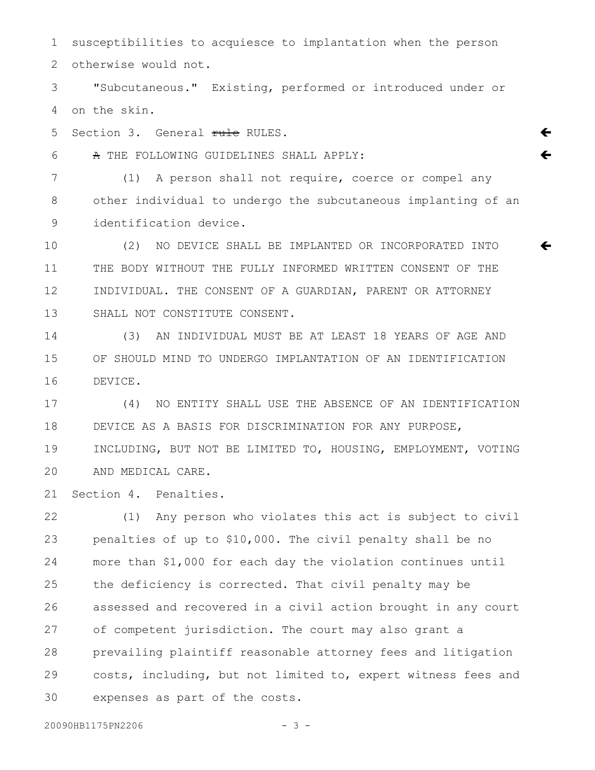susceptibilities to acquiesce to implantation when the person otherwise would not.

"Subcutaneous." Existing, performed or introduced under or on the skin.

Section 3. General ~~rule~~ RULES.

~~A~~ THE FOLLOWING GUIDELINES SHALL APPLY:

(1) A person shall not require, coerce or compel any other individual to undergo the subcutaneous implanting of an identification device.

(2) NO DEVICE SHALL BE IMPLANTED OR INCORPORATED INTO THE BODY WITHOUT THE FULLY INFORMED WRITTEN CONSENT OF THE INDIVIDUAL. THE CONSENT OF A GUARDIAN, PARENT OR ATTORNEY SHALL NOT CONSTITUTE CONSENT.

(3) AN INDIVIDUAL MUST BE AT LEAST 18 YEARS OF AGE AND OF SHOULD MIND TO UNDERGO IMPLANTATION OF AN IDENTIFICATION DEVICE.

(4) NO ENTITY SHALL USE THE ABSENCE OF AN IDENTIFICATION DEVICE AS A BASIS FOR DISCRIMINATION FOR ANY PURPOSE, INCLUDING, BUT NOT BE LIMITED TO, HOUSING, EMPLOYMENT, VOTING AND MEDICAL CARE.

Section 4. Penalties.

(1) Any person who violates this act is subject to civil penalties of up to $10,000. The civil penalty shall be no more than $1,000 for each day the violation continues until the deficiency is corrected. That civil penalty may be assessed and recovered in a civil action brought in any court of competent jurisdiction. The court may also grant a prevailing plaintiff reasonable attorney fees and litigation costs, including, but not limited to, expert witness fees and expenses as part of the costs.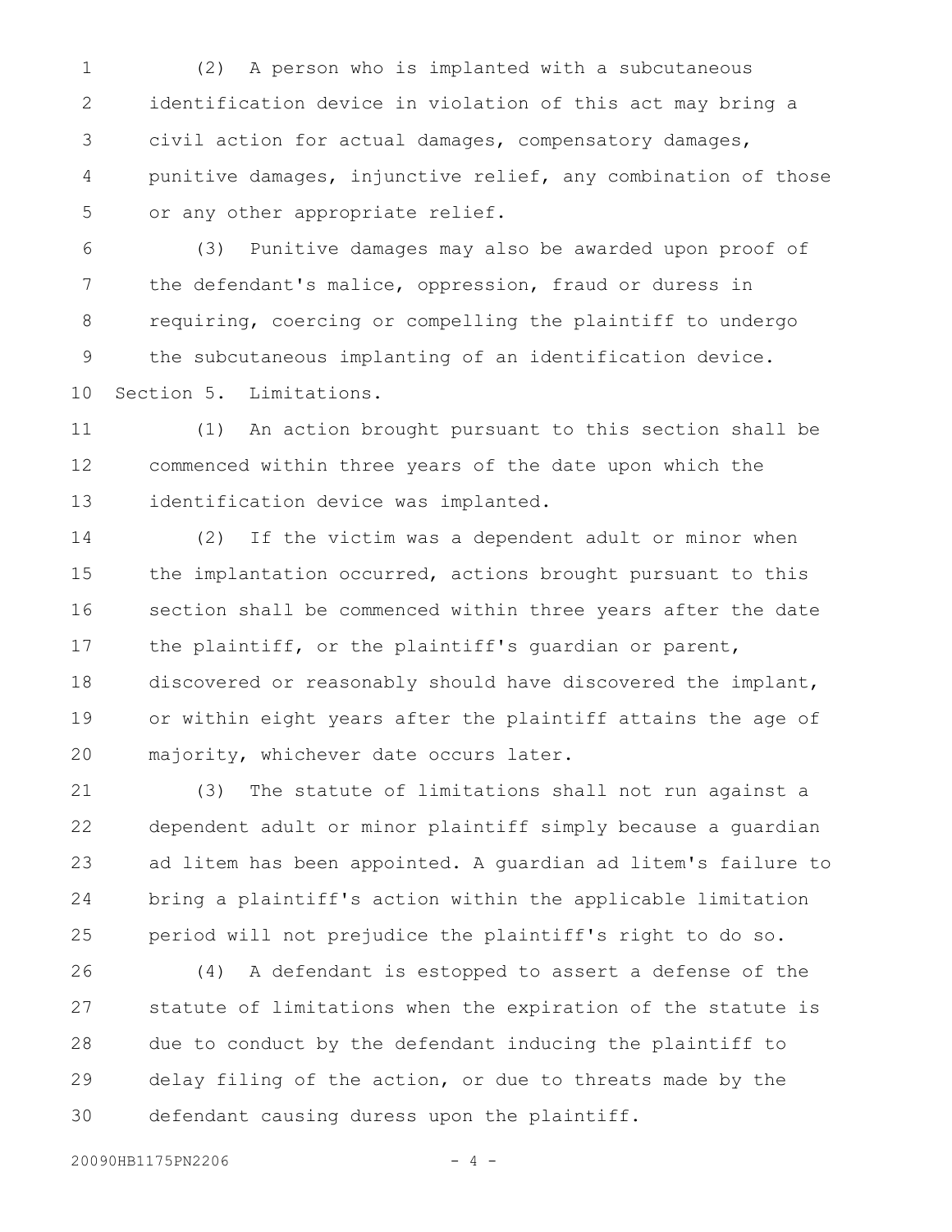(2) A person who is implanted with a subcutaneous identification device in violation of this act may bring a civil action for actual damages, compensatory damages, punitive damages, injunctive relief, any combination of those or any other appropriate relief.

(3) Punitive damages may also be awarded upon proof of the defendant's malice, oppression, fraud or duress in requiring, coercing or compelling the plaintiff to undergo the subcutaneous implanting of an identification device.

Section 5. Limitations.

(1) An action brought pursuant to this section shall be commenced within three years of the date upon which the identification device was implanted.

(2) If the victim was a dependent adult or minor when the implantation occurred, actions brought pursuant to this section shall be commenced within three years after the date the plaintiff, or the plaintiff's guardian or parent, discovered or reasonably should have discovered the implant, or within eight years after the plaintiff attains the age of majority, whichever date occurs later.

(3) The statute of limitations shall not run against a dependent adult or minor plaintiff simply because a guardian ad litem has been appointed. A guardian ad litem's failure to bring a plaintiff's action within the applicable limitation period will not prejudice the plaintiff's right to do so.

(4) A defendant is estopped to assert a defense of the statute of limitations when the expiration of the statute is due to conduct by the defendant inducing the plaintiff to delay filing of the action, or due to threats made by the defendant causing duress upon the plaintiff.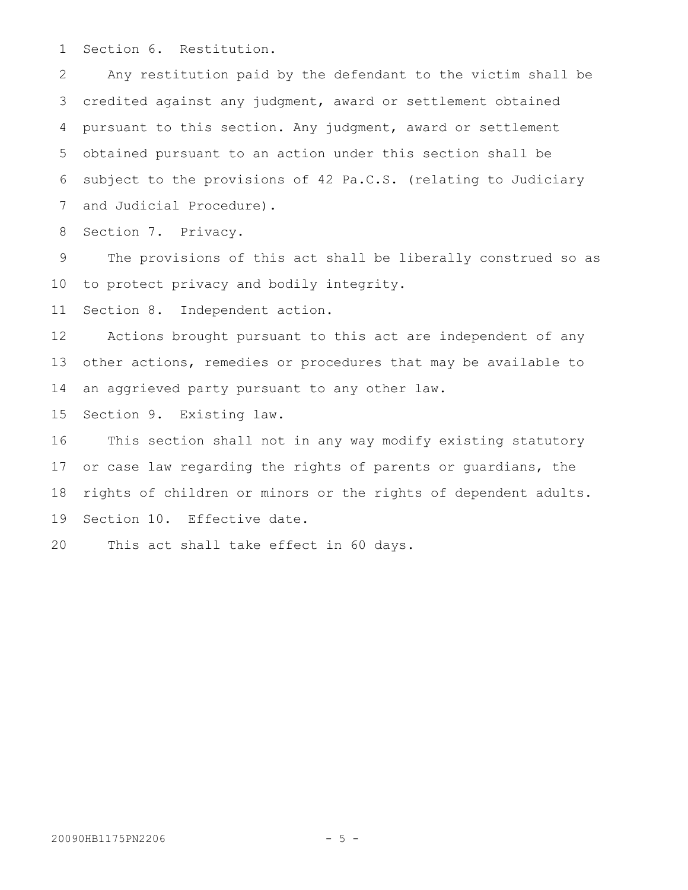Section 6. Restitution.

Any restitution paid by the defendant to the victim shall be credited against any judgment, award or settlement obtained pursuant to this section. Any judgment, award or settlement obtained pursuant to an action under this section shall be subject to the provisions of 42 Pa.C.S. (relating to Judiciary and Judicial Procedure).

Section 7. Privacy.

The provisions of this act shall be liberally construed so as to protect privacy and bodily integrity.

Section 8. Independent action.

Actions brought pursuant to this act are independent of any other actions, remedies or procedures that may be available to an aggrieved party pursuant to any other law.

Section 9. Existing law.

This section shall not in any way modify existing statutory or case law regarding the rights of parents or guardians, the rights of children or minors or the rights of dependent adults.

Section 10. Effective date.

This act shall take effect in 60 days.